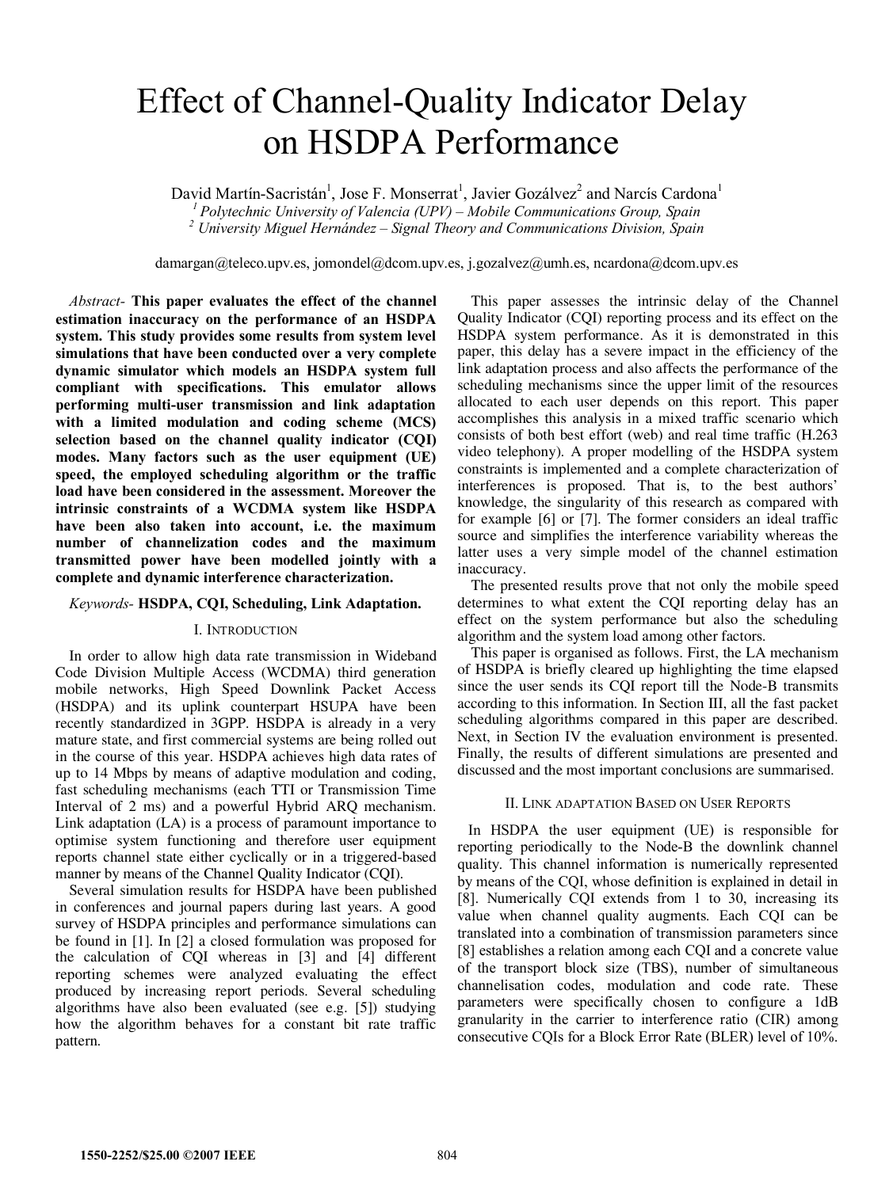# Effect of Channel-Quality Indicator Delay on HSDPA Performance

David Martín-Sacristán[1], Jose F. Monserrat[1], Javier Gozálvez[2] and Narcís Cardona[1]

[1] *Polytechnic University of Valencia (UPV) – Mobile Communications Group, Spain*
[2] *University Miguel Hernández – Signal Theory and Communications Division, Spain*

damargan@teleco.upv.es, jomondel@dcom.upv.es, j.gozalvez@umh.es, ncardona@dcom.upv.es

*Abstract-* **This paper evaluates the effect of the channel estimation inaccuracy on the performance of an HSDPA system. This study provides some results from system level simulations that have been conducted over a very complete dynamic simulator which models an HSDPA system full compliant with specifications. This emulator allows performing multi-user transmission and link adaptation with a limited modulation and coding scheme (MCS) selection based on the channel quality indicator (CQI) modes. Many factors such as the user equipment (UE) speed, the employed scheduling algorithm or the traffic load have been considered in the assessment. Moreover the intrinsic constraints of a WCDMA system like HSDPA have been also taken into account, i.e. the maximum number of channelization codes and the maximum transmitted power have been modelled jointly with a complete and dynamic interference characterization.**

*Keywords-* **HSDPA, CQI, Scheduling, Link Adaptation.**

## I. Introduction

In order to allow high data rate transmission in Wideband Code Division Multiple Access (WCDMA) third generation mobile networks, High Speed Downlink Packet Access (HSDPA) and its uplink counterpart HSUPA have been recently standardized in 3GPP. HSDPA is already in a very mature state, and first commercial systems are being rolled out in the course of this year. HSDPA achieves high data rates of up to 14 Mbps by means of adaptive modulation and coding, fast scheduling mechanisms (each TTI or Transmission Time Interval of 2 ms) and a powerful Hybrid ARQ mechanism. Link adaptation (LA) is a process of paramount importance to optimise system functioning and therefore user equipment reports channel state either cyclically or in a triggered-based manner by means of the Channel Quality Indicator (CQI).

Several simulation results for HSDPA have been published in conferences and journal papers during last years. A good survey of HSDPA principles and performance simulations can be found in [1]. In [2] a closed formulation was proposed for the calculation of CQI whereas in [3] and [4] different reporting schemes were analyzed evaluating the effect produced by increasing report periods. Several scheduling algorithms have also been evaluated (see e.g. [5]) studying how the algorithm behaves for a constant bit rate traffic pattern.

This paper assesses the intrinsic delay of the Channel Quality Indicator (CQI) reporting process and its effect on the HSDPA system performance. As it is demonstrated in this paper, this delay has a severe impact in the efficiency of the link adaptation process and also affects the performance of the scheduling mechanisms since the upper limit of the resources allocated to each user depends on this report. This paper accomplishes this analysis in a mixed traffic scenario which consists of both best effort (web) and real time traffic (H.263 video telephony). A proper modelling of the HSDPA system constraints is implemented and a complete characterization of interferences is proposed. That is, to the best authors' knowledge, the singularity of this research as compared with for example [6] or [7]. The former considers an ideal traffic source and simplifies the interference variability whereas the latter uses a very simple model of the channel estimation inaccuracy.

The presented results prove that not only the mobile speed determines to what extent the CQI reporting delay has an effect on the system performance but also the scheduling algorithm and the system load among other factors.

This paper is organised as follows. First, the LA mechanism of HSDPA is briefly cleared up highlighting the time elapsed since the user sends its CQI report till the Node-B transmits according to this information. In Section III, all the fast packet scheduling algorithms compared in this paper are described. Next, in Section IV the evaluation environment is presented. Finally, the results of different simulations are presented and discussed and the most important conclusions are summarised.

## II. Link adaptation Based on User Reports

In HSDPA the user equipment (UE) is responsible for reporting periodically to the Node-B the downlink channel quality. This channel information is numerically represented by means of the CQI, whose definition is explained in detail in [8]. Numerically CQI extends from 1 to 30, increasing its value when channel quality augments. Each CQI can be translated into a combination of transmission parameters since [8] establishes a relation among each CQI and a concrete value of the transport block size (TBS), number of simultaneous channelisation codes, modulation and code rate. These parameters were specifically chosen to configure a 1dB granularity in the carrier to interference ratio (CIR) among consecutive CQIs for a Block Error Rate (BLER) level of 10%.

1550-2252/$25.00 ©2007 IEEE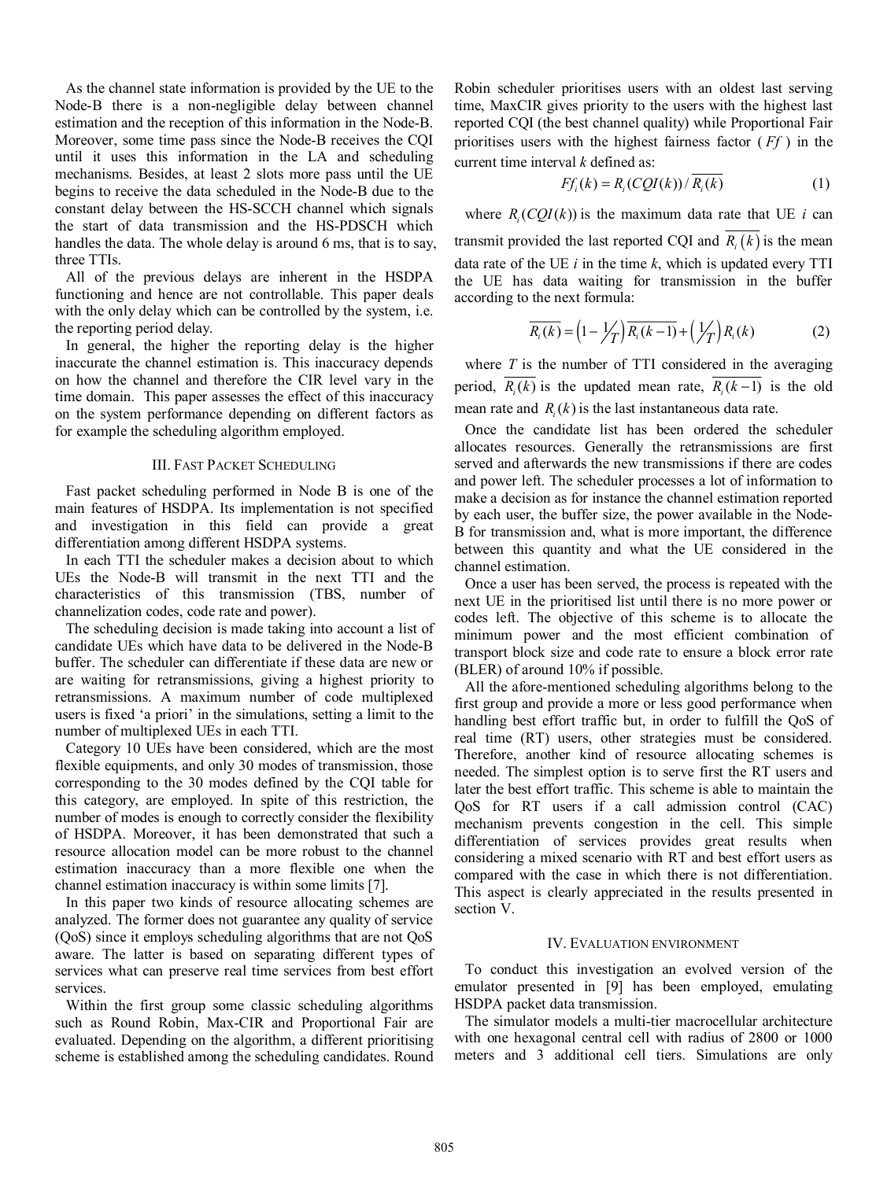As the channel state information is provided by the UE to the Node-B there is a non-negligible delay between channel estimation and the reception of this information in the Node-B. Moreover, some time pass since the Node-B receives the CQI until it uses this information in the LA and scheduling mechanisms. Besides, at least 2 slots more pass until the UE begins to receive the data scheduled in the Node-B due to the constant delay between the HS-SCCH channel which signals the start of data transmission and the HS-PDSCH which handles the data. The whole delay is around 6 ms, that is to say, three TTIs.

All of the previous delays are inherent in the HSDPA functioning and hence are not controllable. This paper deals with the only delay which can be controlled by the system, i.e. the reporting period delay.

In general, the higher the reporting delay is the higher inaccurate the channel estimation is. This inaccuracy depends on how the channel and therefore the CIR level vary in the time domain. This paper assesses the effect of this inaccuracy on the system performance depending on different factors as for example the scheduling algorithm employed.

## III. Fast Packet Scheduling

Fast packet scheduling performed in Node B is one of the main features of HSDPA. Its implementation is not specified and investigation in this field can provide a great differentiation among different HSDPA systems.

In each TTI the scheduler makes a decision about to which UEs the Node-B will transmit in the next TTI and the characteristics of this transmission (TBS, number of channelization codes, code rate and power).

The scheduling decision is made taking into account a list of candidate UEs which have data to be delivered in the Node-B buffer. The scheduler can differentiate if these data are new or are waiting for retransmissions, giving a highest priority to retransmissions. A maximum number of code multiplexed users is fixed 'a priori' in the simulations, setting a limit to the number of multiplexed UEs in each TTI.

Category 10 UEs have been considered, which are the most flexible equipments, and only 30 modes of transmission, those corresponding to the 30 modes defined by the CQI table for this category, are employed. In spite of this restriction, the number of modes is enough to correctly consider the flexibility of HSDPA. Moreover, it has been demonstrated that such a resource allocation model can be more robust to the channel estimation inaccuracy than a more flexible one when the channel estimation inaccuracy is within some limits [7].

In this paper two kinds of resource allocating schemes are analyzed. The former does not guarantee any quality of service (QoS) since it employs scheduling algorithms that are not QoS aware. The latter is based on separating different types of services what can preserve real time services from best effort services.

Within the first group some classic scheduling algorithms such as Round Robin, Max-CIR and Proportional Fair are evaluated. Depending on the algorithm, a different prioritising scheme is established among the scheduling candidates. Round Robin scheduler prioritises users with an oldest last serving time, MaxCIR gives priority to the users with the highest last reported CQI (the best channel quality) while Proportional Fair prioritises users with the highest fairness factor ($Ff$) in the current time interval $k$ defined as:

$$Ff_i(k) = R_i(CQI(k)) / \overline{R_i(k)} \tag{1}$$

where $R_i(CQI(k))$ is the maximum data rate that UE $i$ can transmit provided the last reported CQI and $\overline{R_i(k)}$ is the mean data rate of the UE $i$ in the time $k$, which is updated every TTI the UE has data waiting for transmission in the buffer according to the next formula:

$$\overline{R_i(k)} = \left(1 - \frac{1}{T}\right)\overline{R_i(k-1)} + \left(\frac{1}{T}\right)R_i(k) \tag{2}$$

where $T$ is the number of TTI considered in the averaging period, $\overline{R_i(k)}$ is the updated mean rate, $\overline{R_i(k-1)}$ is the old mean rate and $R_i(k)$ is the last instantaneous data rate.

Once the candidate list has been ordered the scheduler allocates resources. Generally the retransmissions are first served and afterwards the new transmissions if there are codes and power left. The scheduler processes a lot of information to make a decision as for instance the channel estimation reported by each user, the buffer size, the power available in the Node-B for transmission and, what is more important, the difference between this quantity and what the UE considered in the channel estimation.

Once a user has been served, the process is repeated with the next UE in the prioritised list until there is no more power or codes left. The objective of this scheme is to allocate the minimum power and the most efficient combination of transport block size and code rate to ensure a block error rate (BLER) of around 10% if possible.

All the afore-mentioned scheduling algorithms belong to the first group and provide a more or less good performance when handling best effort traffic but, in order to fulfill the QoS of real time (RT) users, other strategies must be considered. Therefore, another kind of resource allocating schemes is needed. The simplest option is to serve first the RT users and later the best effort traffic. This scheme is able to maintain the QoS for RT users if a call admission control (CAC) mechanism prevents congestion in the cell. This simple differentiation of services provides great results when considering a mixed scenario with RT and best effort users as compared with the case in which there is not differentiation. This aspect is clearly appreciated in the results presented in section V.

## IV. Evaluation Environment

To conduct this investigation an evolved version of the emulator presented in [9] has been employed, emulating HSDPA packet data transmission.

The simulator models a multi-tier macrocellular architecture with one hexagonal central cell with radius of 2800 or 1000 meters and 3 additional cell tiers. Simulations are only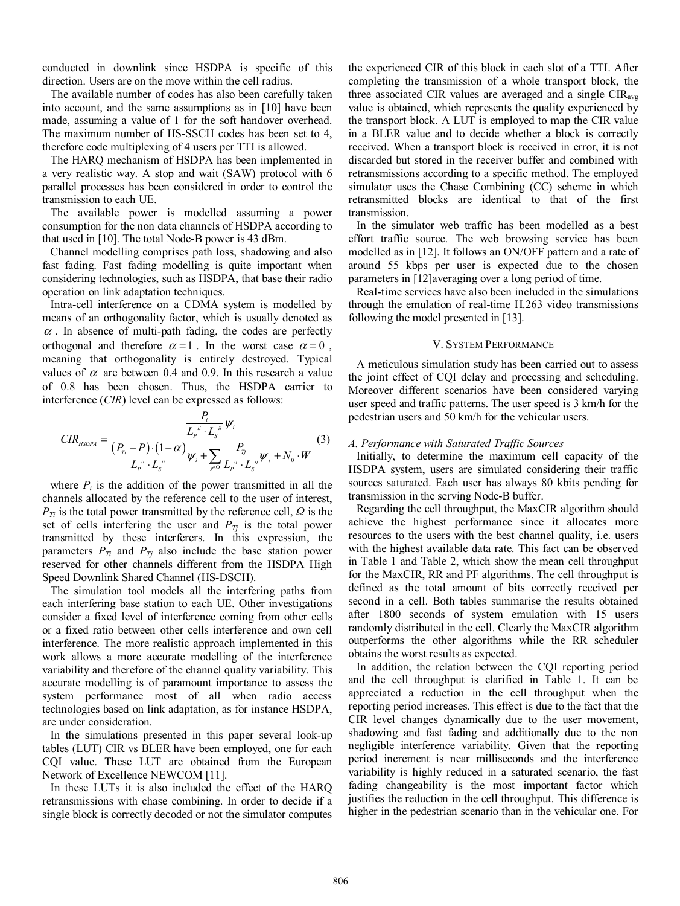conducted in downlink since HSDPA is specific of this direction. Users are on the move within the cell radius.

The available number of codes has also been carefully taken into account, and the same assumptions as in [10] have been made, assuming a value of 1 for the soft handover overhead. The maximum number of HS-SSCH codes has been set to 4, therefore code multiplexing of 4 users per TTI is allowed.

The HARQ mechanism of HSDPA has been implemented in a very realistic way. A stop and wait (SAW) protocol with 6 parallel processes has been considered in order to control the transmission to each UE.

The available power is modelled assuming a power consumption for the non data channels of HSDPA according to that used in [10]. The total Node-B power is 43 dBm.

Channel modelling comprises path loss, shadowing and also fast fading. Fast fading modelling is quite important when considering technologies, such as HSDPA, that base their radio operation on link adaptation techniques.

Intra-cell interference on a CDMA system is modelled by means of an orthogonality factor, which is usually denoted as $\alpha$. In absence of multi-path fading, the codes are perfectly orthogonal and therefore $\alpha = 1$. In the worst case $\alpha = 0$, meaning that orthogonality is entirely destroyed. Typical values of $\alpha$ are between 0.4 and 0.9. In this research a value of 0.8 has been chosen. Thus, the HSDPA carrier to interference (*CIR*) level can be expressed as follows:

$$CIR_{HSDPA} = \frac{\dfrac{P_i}{L_P^{ii} \cdot L_S^{ii}}\psi_i}{\dfrac{(P_{Ti} - P)\cdot(1-\alpha)}{L_P^{ii} \cdot L_S^{ii}}\psi_i + \sum_{j \in \Omega} \dfrac{P_{Tj}}{L_P^{ij} \cdot L_S^{ij}}\psi_j + N_0 \cdot W} \quad (3)$$

where $P_i$ is the addition of the power transmitted in all the channels allocated by the reference cell to the user of interest, $P_{Ti}$ is the total power transmitted by the reference cell, $\Omega$ is the set of cells interfering the user and $P_{Tj}$ is the total power transmitted by these interferers. In this expression, the parameters $P_{Ti}$ and $P_{Tj}$ also include the base station power reserved for other channels different from the HSDPA High Speed Downlink Shared Channel (HS-DSCH).

The simulation tool models all the interfering paths from each interfering base station to each UE. Other investigations consider a fixed level of interference coming from other cells or a fixed ratio between other cells interference and own cell interference. The more realistic approach implemented in this work allows a more accurate modelling of the interference variability and therefore of the channel quality variability. This accurate modelling is of paramount importance to assess the system performance most of all when radio access technologies based on link adaptation, as for instance HSDPA, are under consideration.

In the simulations presented in this paper several look-up tables (LUT) CIR vs BLER have been employed, one for each CQI value. These LUT are obtained from the European Network of Excellence NEWCOM [11].

In these LUTs it is also included the effect of the HARQ retransmissions with chase combining. In order to decide if a single block is correctly decoded or not the simulator computes the experienced CIR of this block in each slot of a TTI. After completing the transmission of a whole transport block, the three associated CIR values are averaged and a single $CIR_{avg}$ value is obtained, which represents the quality experienced by the transport block. A LUT is employed to map the CIR value in a BLER value and to decide whether a block is correctly received. When a transport block is received in error, it is not discarded but stored in the receiver buffer and combined with retransmissions according to a specific method. The employed simulator uses the Chase Combining (CC) scheme in which retransmitted blocks are identical to that of the first transmission.

In the simulator web traffic has been modelled as a best effort traffic source. The web browsing service has been modelled as in [12]. It follows an ON/OFF pattern and a rate of around 55 kbps per user is expected due to the chosen parameters in [12]averaging over a long period of time.

Real-time services have also been included in the simulations through the emulation of real-time H.263 video transmissions following the model presented in [13].

## V. System Performance

A meticulous simulation study has been carried out to assess the joint effect of CQI delay and processing and scheduling. Moreover different scenarios have been considered varying user speed and traffic patterns. The user speed is 3 km/h for the pedestrian users and 50 km/h for the vehicular users.

### *A. Performance with Saturated Traffic Sources*

Initially, to determine the maximum cell capacity of the HSDPA system, users are simulated considering their traffic sources saturated. Each user has always 80 kbits pending for transmission in the serving Node-B buffer.

Regarding the cell throughput, the MaxCIR algorithm should achieve the highest performance since it allocates more resources to the users with the best channel quality, i.e. users with the highest available data rate. This fact can be observed in Table 1 and Table 2, which show the mean cell throughput for the MaxCIR, RR and PF algorithms. The cell throughput is defined as the total amount of bits correctly received per second in a cell. Both tables summarise the results obtained after 1800 seconds of system emulation with 15 users randomly distributed in the cell. Clearly the MaxCIR algorithm outperforms the other algorithms while the RR scheduler obtains the worst results as expected.

In addition, the relation between the CQI reporting period and the cell throughput is clarified in Table 1. It can be appreciated a reduction in the cell throughput when the reporting period increases. This effect is due to the fact that the CIR level changes dynamically due to the user movement, shadowing and fast fading and additionally due to the non negligible interference variability. Given that the reporting period increment is near milliseconds and the interference variability is highly reduced in a saturated scenario, the fast fading changeability is the most important factor which justifies the reduction in the cell throughput. This difference is higher in the pedestrian scenario than in the vehicular one. For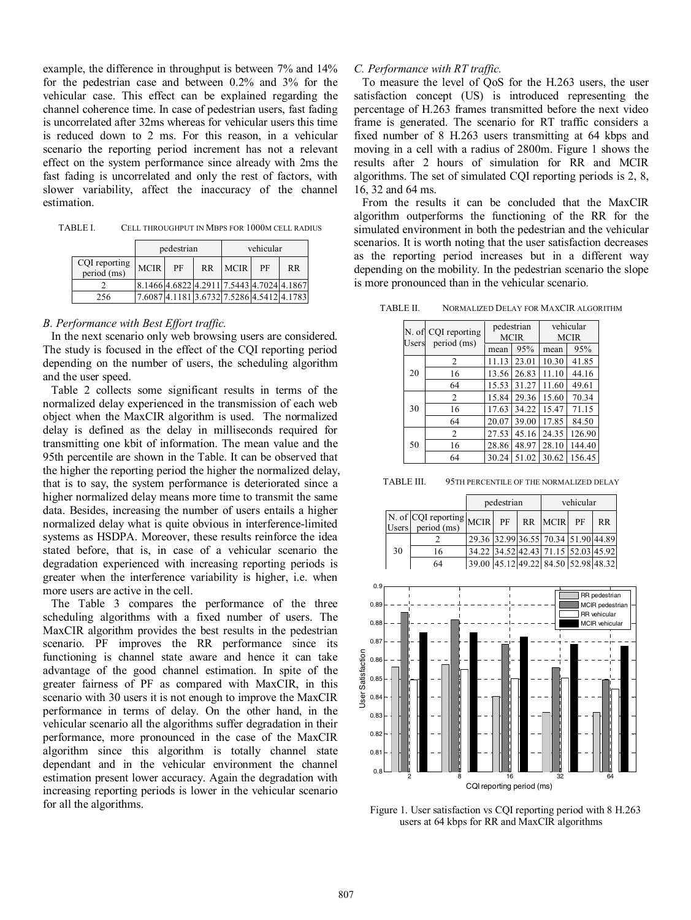example, the difference in throughput is between 7% and 14% for the pedestrian case and between 0.2% and 3% for the vehicular case. This effect can be explained regarding the channel coherence time. In case of pedestrian users, fast fading is uncorrelated after 32ms whereas for vehicular users this time is reduced down to 2 ms. For this reason, in a vehicular scenario the reporting period increment has not a relevant effect on the system performance since already with 2ms the fast fading is uncorrelated and only the rest of factors, with slower variability, affect the inaccuracy of the channel estimation.

TABLE I. CELL THROUGHPUT IN MBPS FOR 1000M CELL RADIUS

| | pedestrian | | | vehicular | | |
|---|---|---|---|---|---|---|
| CQI reporting period (ms) | MCIR | PF | RR | MCIR | PF | RR |
| 2 | 8.1466 | 4.6822 | 4.2911 | 7.5443 | 4.7024 | 4.1867 |
| 256 | 7.6087 | 4.1181 | 3.6732 | 7.5286 | 4.5412 | 4.1783 |

### B. Performance with Best Effort traffic.

In the next scenario only web browsing users are considered. The study is focused in the effect of the CQI reporting period depending on the number of users, the scheduling algorithm and the user speed.

Table 2 collects some significant results in terms of the normalized delay experienced in the transmission of each web object when the MaxCIR algorithm is used. The normalized delay is defined as the delay in milliseconds required for transmitting one kbit of information. The mean value and the 95th percentile are shown in the Table. It can be observed that the higher the reporting period the higher the normalized delay, that is to say, the system performance is deteriorated since a higher normalized delay means more time to transmit the same data. Besides, increasing the number of users entails a higher normalized delay what is quite obvious in interference-limited systems as HSDPA. Moreover, these results reinforce the idea stated before, that is, in case of a vehicular scenario the degradation experienced with increasing reporting periods is greater when the interference variability is higher, i.e. when more users are active in the cell.

The Table 3 compares the performance of the three scheduling algorithms with a fixed number of users. The MaxCIR algorithm provides the best results in the pedestrian scenario. PF improves the RR performance since its functioning is channel state aware and hence it can take advantage of the good channel estimation. In spite of the greater fairness of PF as compared with MaxCIR, in this scenario with 30 users it is not enough to improve the MaxCIR performance in terms of delay. On the other hand, in the vehicular scenario all the algorithms suffer degradation in their performance, more pronounced in the case of the MaxCIR algorithm since this algorithm is totally channel state dependant and in the vehicular environment the channel estimation present lower accuracy. Again the degradation with increasing reporting periods is lower in the vehicular scenario for all the algorithms.

### C. Performance with RT traffic.

To measure the level of QoS for the H.263 users, the user satisfaction concept (US) is introduced representing the percentage of H.263 frames transmitted before the next video frame is generated. The scenario for RT traffic considers a fixed number of 8 H.263 users transmitting at 64 kbps and moving in a cell with a radius of 2800m. Figure 1 shows the results after 2 hours of simulation for RR and MCIR algorithms. The set of simulated CQI reporting periods is 2, 8, 16, 32 and 64 ms.

From the results it can be concluded that the MaxCIR algorithm outperforms the functioning of the RR for the simulated environment in both the pedestrian and the vehicular scenarios. It is worth noting that the user satisfaction decreases as the reporting period increases but in a different way depending on the mobility. In the pedestrian scenario the slope is more pronounced than in the vehicular scenario.

TABLE II. NORMALIZED DELAY FOR MAXCIR ALGORITHM

| N. of Users | CQI reporting period (ms) | pedestrian MCIR | | vehicular MCIR | |
|---|---|---|---|---|---|
| | | mean | 95% | mean | 95% |
| 20 | 2 | 11.13 | 23.01 | 10.30 | 41.85 |
| | 16 | 13.56 | 26.83 | 11.10 | 44.16 |
| | 64 | 15.53 | 31.27 | 11.60 | 49.61 |
| 30 | 2 | 15.84 | 29.36 | 15.60 | 70.34 |
| | 16 | 17.63 | 34.22 | 15.47 | 71.15 |
| | 64 | 20.07 | 39.00 | 17.85 | 84.50 |
| 50 | 2 | 27.53 | 45.16 | 24.35 | 126.90 |
| | 16 | 28.86 | 48.97 | 28.10 | 144.40 |
| | 64 | 30.24 | 51.02 | 30.62 | 156.45 |

TABLE III. 95TH PERCENTILE OF THE NORMALIZED DELAY

| | | pedestrian | | | vehicular | | |
|---|---|---|---|---|---|---|---|
| N. of Users | CQI reporting period (ms) | MCIR | PF | RR | MCIR | PF | RR |
| 30 | 2 | 29.36 | 32.99 | 36.55 | 70.34 | 51.90 | 44.89 |
| | 16 | 34.22 | 34.52 | 42.43 | 71.15 | 52.03 | 45.92 |
| | 64 | 39.00 | 45.12 | 49.22 | 84.50 | 52.98 | 48.32 |

Figure 1. User satisfaction vs CQI reporting period with 8 H.263 users at 64 kbps for RR and MaxCIR algorithms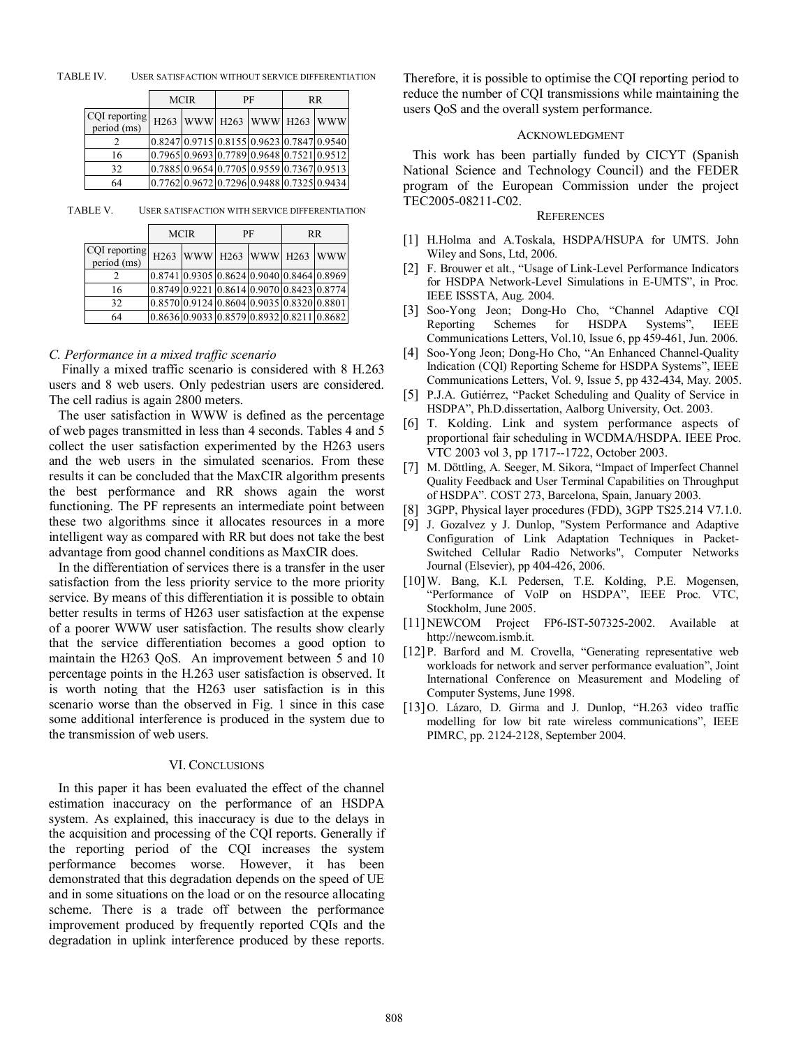TABLE IV. USER SATISFACTION WITHOUT SERVICE DIFFERENTIATION

| | MCIR | | PF | | RR | |
|---|---|---|---|---|---|---|
| CQI reporting period (ms) | H263 | WWW | H263 | WWW | H263 | WWW |
| 2 | 0.8247 | 0.9715 | 0.8155 | 0.9623 | 0.7847 | 0.9540 |
| 16 | 0.7965 | 0.9693 | 0.7789 | 0.9648 | 0.7521 | 0.9512 |
| 32 | 0.7885 | 0.9654 | 0.7705 | 0.9559 | 0.7367 | 0.9513 |
| 64 | 0.7762 | 0.9672 | 0.7296 | 0.9488 | 0.7325 | 0.9434 |

TABLE V. USER SATISFACTION WITH SERVICE DIFFERENTIATION

| | MCIR | | PF | | RR | |
|---|---|---|---|---|---|---|
| CQI reporting period (ms) | H263 | WWW | H263 | WWW | H263 | WWW |
| 2 | 0.8741 | 0.9305 | 0.8624 | 0.9040 | 0.8464 | 0.8969 |
| 16 | 0.8749 | 0.9221 | 0.8614 | 0.9070 | 0.8423 | 0.8774 |
| 32 | 0.8570 | 0.9124 | 0.8604 | 0.9035 | 0.8320 | 0.8801 |
| 64 | 0.8636 | 0.9033 | 0.8579 | 0.8932 | 0.8211 | 0.8682 |

### *C. Performance in a mixed traffic scenario*

Finally a mixed traffic scenario is considered with 8 H.263 users and 8 web users. Only pedestrian users are considered. The cell radius is again 2800 meters.

The user satisfaction in WWW is defined as the percentage of web pages transmitted in less than 4 seconds. Tables 4 and 5 collect the user satisfaction experimented by the H263 users and the web users in the simulated scenarios. From these results it can be concluded that the MaxCIR algorithm presents the best performance and RR shows again the worst functioning. The PF represents an intermediate point between these two algorithms since it allocates resources in a more intelligent way as compared with RR but does not take the best advantage from good channel conditions as MaxCIR does.

In the differentiation of services there is a transfer in the user satisfaction from the less priority service to the more priority service. By means of this differentiation it is possible to obtain better results in terms of H263 user satisfaction at the expense of a poorer WWW user satisfaction. The results show clearly that the service differentiation becomes a good option to maintain the H263 QoS. An improvement between 5 and 10 percentage points in the H.263 user satisfaction is observed. It is worth noting that the H263 user satisfaction is in this scenario worse than the observed in Fig. 1 since in this case some additional interference is produced in the system due to the transmission of web users.

## VI. CONCLUSIONS

In this paper it has been evaluated the effect of the channel estimation inaccuracy on the performance of an HSDPA system. As explained, this inaccuracy is due to the delays in the acquisition and processing of the CQI reports. Generally if the reporting period of the CQI increases the system performance becomes worse. However, it has been demonstrated that this degradation depends on the speed of UE and in some situations on the load or on the resource allocating scheme. There is a trade off between the performance improvement produced by frequently reported CQIs and the degradation in uplink interference produced by these reports. Therefore, it is possible to optimise the CQI reporting period to reduce the number of CQI transmissions while maintaining the users QoS and the overall system performance.

## ACKNOWLEDGMENT

This work has been partially funded by CICYT (Spanish National Science and Technology Council) and the FEDER program of the European Commission under the project TEC2005-08211-C02.

## REFERENCES

[1] H.Holma and A.Toskala, HSDPA/HSUPA for UMTS. John Wiley and Sons, Ltd, 2006.

[2] F. Brouwer et alt., "Usage of Link-Level Performance Indicators for HSDPA Network-Level Simulations in E-UMTS", in Proc. IEEE ISSSTA, Aug. 2004.

[3] Soo-Yong Jeon; Dong-Ho Cho, "Channel Adaptive CQI Reporting Schemes for HSDPA Systems", IEEE Communications Letters, Vol.10, Issue 6, pp 459-461, Jun. 2006.

[4] Soo-Yong Jeon; Dong-Ho Cho, "An Enhanced Channel-Quality Indication (CQI) Reporting Scheme for HSDPA Systems", IEEE Communications Letters, Vol. 9, Issue 5, pp 432-434, May. 2005.

[5] P.J.A. Gutiérrez, "Packet Scheduling and Quality of Service in HSDPA", Ph.D.dissertation, Aalborg University, Oct. 2003.

[6] T. Kolding. Link and system performance aspects of proportional fair scheduling in WCDMA/HSDPA. IEEE Proc. VTC 2003 vol 3, pp 1717--1722, October 2003.

[7] M. Döttling, A. Seeger, M. Sikora, "Impact of Imperfect Channel Quality Feedback and User Terminal Capabilities on Throughput of HSDPA". COST 273, Barcelona, Spain, January 2003.

[8] 3GPP, Physical layer procedures (FDD), 3GPP TS25.214 V7.1.0.

[9] J. Gozalvez y J. Dunlop, "System Performance and Adaptive Configuration of Link Adaptation Techniques in Packet-Switched Cellular Radio Networks", Computer Networks Journal (Elsevier), pp 404-426, 2006.

[10] W. Bang, K.I. Pedersen, T.E. Kolding, P.E. Mogensen, "Performance of VoIP on HSDPA", IEEE Proc. VTC, Stockholm, June 2005.

[11] NEWCOM Project FP6-IST-507325-2002. Available at http://newcom.ismb.it.

[12] P. Barford and M. Crovella, "Generating representative web workloads for network and server performance evaluation", Joint International Conference on Measurement and Modeling of Computer Systems, June 1998.

[13] O. Lázaro, D. Girma and J. Dunlop, "H.263 video traffic modelling for low bit rate wireless communications", IEEE PIMRC, pp. 2124-2128, September 2004.